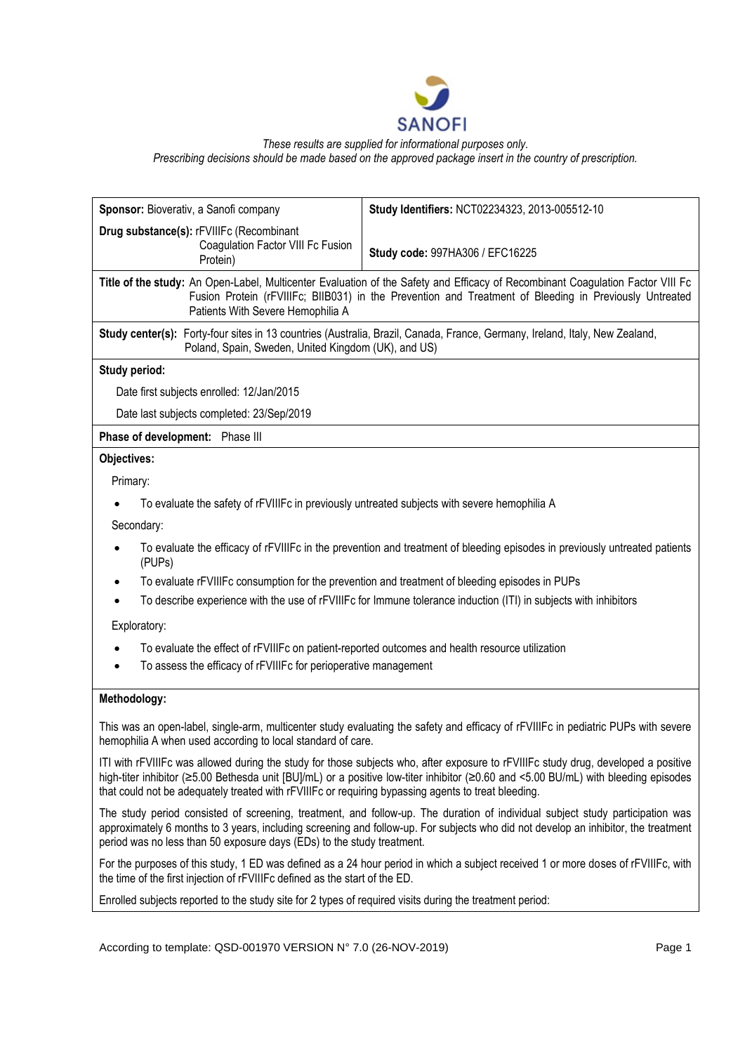*These results are supplied for informational purposes only.*
*Prescribing decisions should be made based on the approved package insert in the country of prescription.*

| **Sponsor:** Bioverativ, a Sanofi company | **Study Identifiers:** NCT02234323, 2013-005512-10 |
|---|---|
| **Drug substance(s):** rFVIIIFc (Recombinant Coagulation Factor VIII Fc Fusion Protein) | **Study code:** 997HA306 / EFC16225 |

**Title of the study:** An Open-Label, Multicenter Evaluation of the Safety and Efficacy of Recombinant Coagulation Factor VIII Fc Fusion Protein (rFVIIIFc; BIIB031) in the Prevention and Treatment of Bleeding in Previously Untreated Patients With Severe Hemophilia A

**Study center(s):** Forty-four sites in 13 countries (Australia, Brazil, Canada, France, Germany, Ireland, Italy, New Zealand, Poland, Spain, Sweden, United Kingdom (UK), and US)

**Study period:**

Date first subjects enrolled: 12/Jan/2015

Date last subjects completed: 23/Sep/2019

**Phase of development:** Phase III

**Objectives:**

Primary:

- To evaluate the safety of rFVIIIFc in previously untreated subjects with severe hemophilia A

Secondary:

- To evaluate the efficacy of rFVIIIFc in the prevention and treatment of bleeding episodes in previously untreated patients (PUPs)
- To evaluate rFVIIIFc consumption for the prevention and treatment of bleeding episodes in PUPs
- To describe experience with the use of rFVIIIFc for Immune tolerance induction (ITI) in subjects with inhibitors

Exploratory:

- To evaluate the effect of rFVIIIFc on patient-reported outcomes and health resource utilization
- To assess the efficacy of rFVIIIFc for perioperative management

**Methodology:**

This was an open-label, single-arm, multicenter study evaluating the safety and efficacy of rFVIIIFc in pediatric PUPs with severe hemophilia A when used according to local standard of care.

ITI with rFVIIIFc was allowed during the study for those subjects who, after exposure to rFVIIIFc study drug, developed a positive high-titer inhibitor (≥5.00 Bethesda unit [BU]/mL) or a positive low-titer inhibitor (≥0.60 and <5.00 BU/mL) with bleeding episodes that could not be adequately treated with rFVIIIFc or requiring bypassing agents to treat bleeding.

The study period consisted of screening, treatment, and follow-up. The duration of individual subject study participation was approximately 6 months to 3 years, including screening and follow-up. For subjects who did not develop an inhibitor, the treatment period was no less than 50 exposure days (EDs) to the study treatment.

For the purposes of this study, 1 ED was defined as a 24 hour period in which a subject received 1 or more doses of rFVIIIFc, with the time of the first injection of rFVIIIFc defined as the start of the ED.

Enrolled subjects reported to the study site for 2 types of required visits during the treatment period: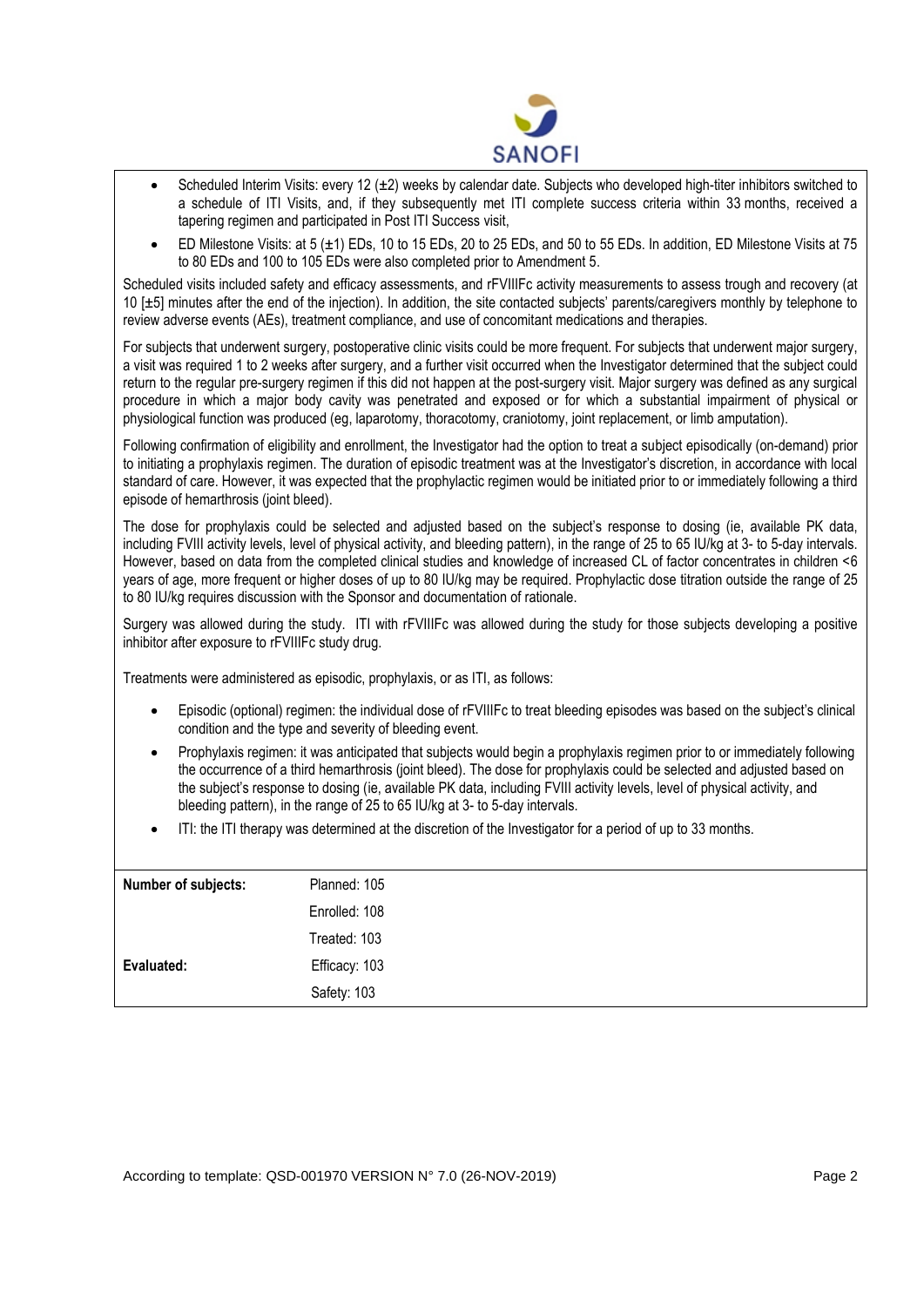- Scheduled Interim Visits: every 12 (±2) weeks by calendar date. Subjects who developed high-titer inhibitors switched to a schedule of ITI Visits, and, if they subsequently met ITI complete success criteria within 33 months, received a tapering regimen and participated in Post ITI Success visit,
- ED Milestone Visits: at 5 (±1) EDs, 10 to 15 EDs, 20 to 25 EDs, and 50 to 55 EDs. In addition, ED Milestone Visits at 75 to 80 EDs and 100 to 105 EDs were also completed prior to Amendment 5.

Scheduled visits included safety and efficacy assessments, and rFVIIIFc activity measurements to assess trough and recovery (at 10 [±5] minutes after the end of the injection). In addition, the site contacted subjects' parents/caregivers monthly by telephone to review adverse events (AEs), treatment compliance, and use of concomitant medications and therapies.

For subjects that underwent surgery, postoperative clinic visits could be more frequent. For subjects that underwent major surgery, a visit was required 1 to 2 weeks after surgery, and a further visit occurred when the Investigator determined that the subject could return to the regular pre-surgery regimen if this did not happen at the post-surgery visit. Major surgery was defined as any surgical procedure in which a major body cavity was penetrated and exposed or for which a substantial impairment of physical or physiological function was produced (eg, laparotomy, thoracotomy, craniotomy, joint replacement, or limb amputation).

Following confirmation of eligibility and enrollment, the Investigator had the option to treat a subject episodically (on-demand) prior to initiating a prophylaxis regimen. The duration of episodic treatment was at the Investigator's discretion, in accordance with local standard of care. However, it was expected that the prophylactic regimen would be initiated prior to or immediately following a third episode of hemarthrosis (joint bleed).

The dose for prophylaxis could be selected and adjusted based on the subject's response to dosing (ie, available PK data, including FVIII activity levels, level of physical activity, and bleeding pattern), in the range of 25 to 65 IU/kg at 3- to 5-day intervals. However, based on data from the completed clinical studies and knowledge of increased CL of factor concentrates in children <6 years of age, more frequent or higher doses of up to 80 IU/kg may be required. Prophylactic dose titration outside the range of 25 to 80 IU/kg requires discussion with the Sponsor and documentation of rationale.

Surgery was allowed during the study. ITI with rFVIIIFc was allowed during the study for those subjects developing a positive inhibitor after exposure to rFVIIIFc study drug.

Treatments were administered as episodic, prophylaxis, or as ITI, as follows:

- Episodic (optional) regimen: the individual dose of rFVIIIFc to treat bleeding episodes was based on the subject's clinical condition and the type and severity of bleeding event.
- Prophylaxis regimen: it was anticipated that subjects would begin a prophylaxis regimen prior to or immediately following the occurrence of a third hemarthrosis (joint bleed). The dose for prophylaxis could be selected and adjusted based on the subject's response to dosing (ie, available PK data, including FVIII activity levels, level of physical activity, and bleeding pattern), in the range of 25 to 65 IU/kg at 3- to 5-day intervals.
- ITI: the ITI therapy was determined at the discretion of the Investigator for a period of up to 33 months.

| | |
|---|---|
| **Number of subjects:** | Planned: 105 |
| | Enrolled: 108 |
| | Treated: 103 |
| **Evaluated:** | Efficacy: 103 |
| | Safety: 103 |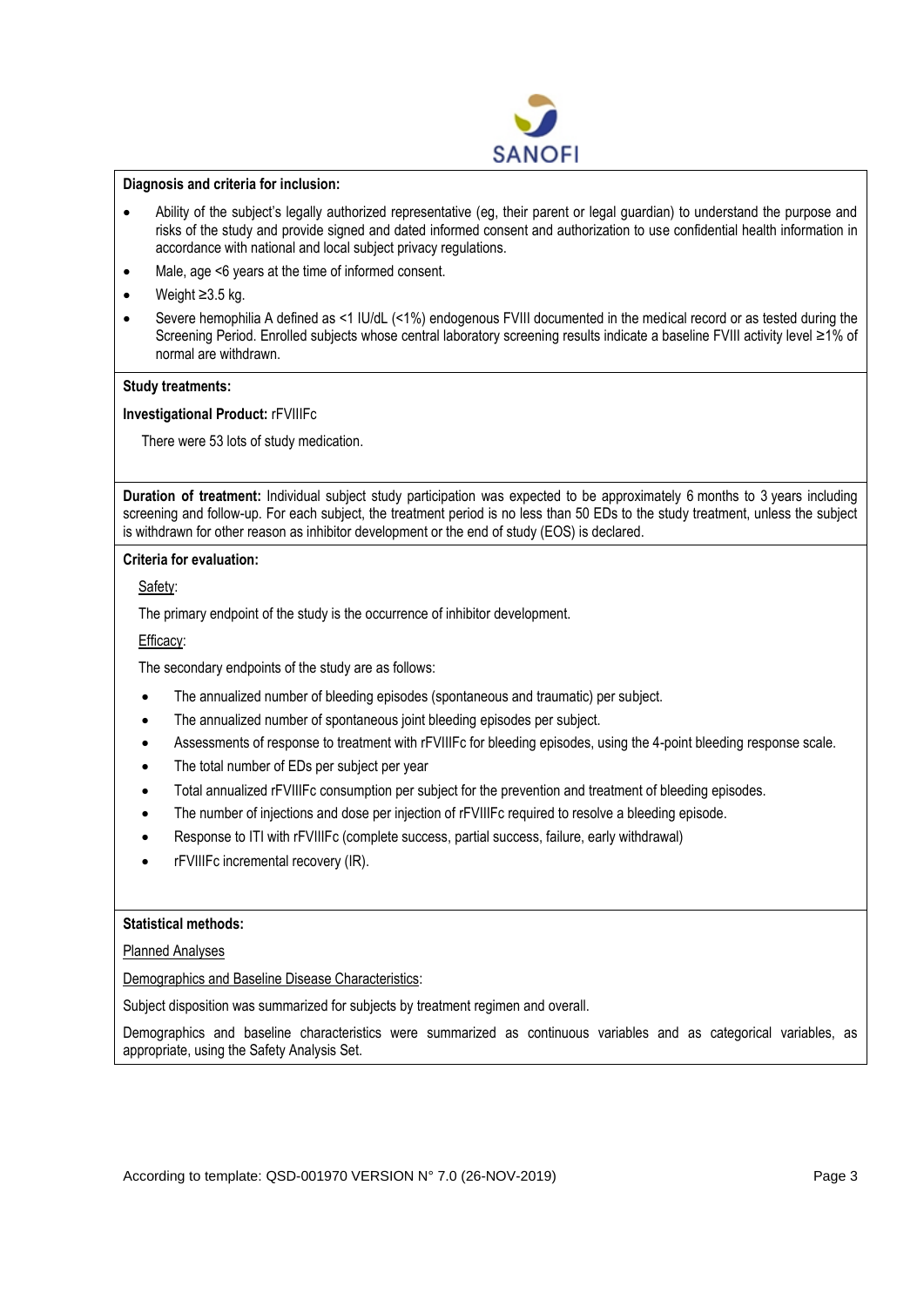**Diagnosis and criteria for inclusion:**

- Ability of the subject's legally authorized representative (eg, their parent or legal guardian) to understand the purpose and risks of the study and provide signed and dated informed consent and authorization to use confidential health information in accordance with national and local subject privacy regulations.
- Male, age <6 years at the time of informed consent.
- Weight ≥3.5 kg.
- Severe hemophilia A defined as <1 IU/dL (<1%) endogenous FVIII documented in the medical record or as tested during the Screening Period. Enrolled subjects whose central laboratory screening results indicate a baseline FVIII activity level ≥1% of normal are withdrawn.

**Study treatments:**

**Investigational Product:** rFVIIIFc

There were 53 lots of study medication.

**Duration of treatment:** Individual subject study participation was expected to be approximately 6 months to 3 years including screening and follow-up. For each subject, the treatment period is no less than 50 EDs to the study treatment, unless the subject is withdrawn for other reason as inhibitor development or the end of study (EOS) is declared.

**Criteria for evaluation:**

Safety:

The primary endpoint of the study is the occurrence of inhibitor development.

Efficacy:

The secondary endpoints of the study are as follows:

- The annualized number of bleeding episodes (spontaneous and traumatic) per subject.
- The annualized number of spontaneous joint bleeding episodes per subject.
- Assessments of response to treatment with rFVIIIFc for bleeding episodes, using the 4-point bleeding response scale.
- The total number of EDs per subject per year
- Total annualized rFVIIIFc consumption per subject for the prevention and treatment of bleeding episodes.
- The number of injections and dose per injection of rFVIIIFc required to resolve a bleeding episode.
- Response to ITI with rFVIIIFc (complete success, partial success, failure, early withdrawal)
- rFVIIIFc incremental recovery (IR).

**Statistical methods:**

Planned Analyses

Demographics and Baseline Disease Characteristics:

Subject disposition was summarized for subjects by treatment regimen and overall.

Demographics and baseline characteristics were summarized as continuous variables and as categorical variables, as appropriate, using the Safety Analysis Set.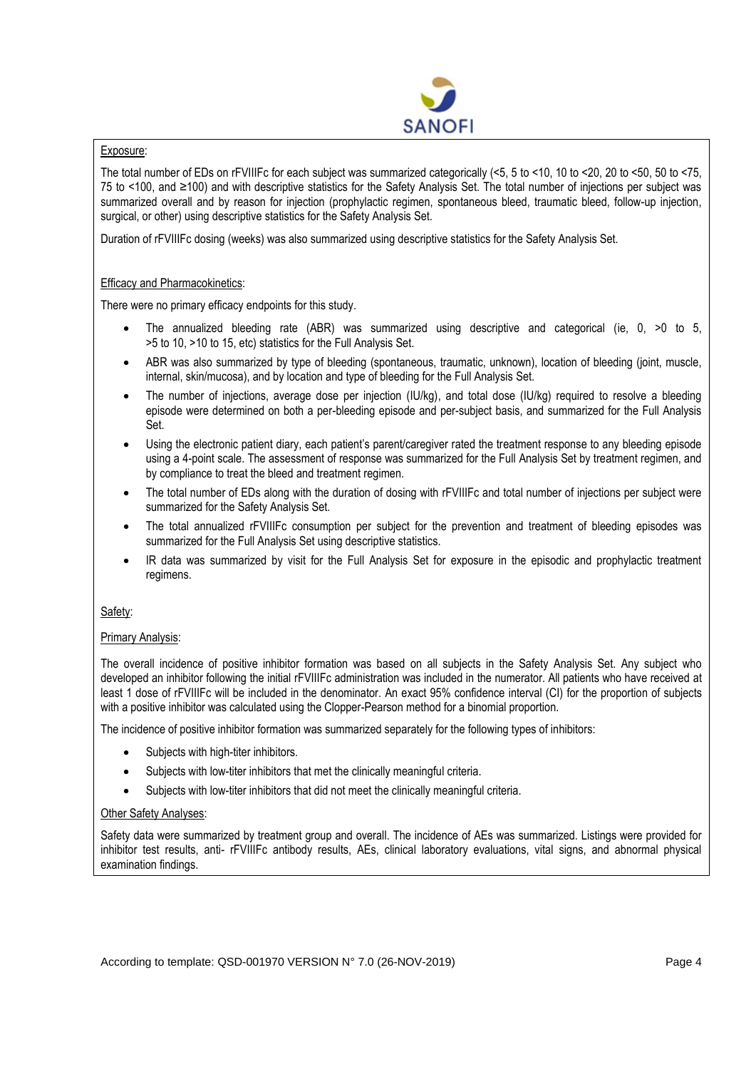Exposure:

The total number of EDs on rFVIIIFc for each subject was summarized categorically (<5, 5 to <10, 10 to <20, 20 to <50, 50 to <75, 75 to <100, and ≥100) and with descriptive statistics for the Safety Analysis Set. The total number of injections per subject was summarized overall and by reason for injection (prophylactic regimen, spontaneous bleed, traumatic bleed, follow-up injection, surgical, or other) using descriptive statistics for the Safety Analysis Set.

Duration of rFVIIIFc dosing (weeks) was also summarized using descriptive statistics for the Safety Analysis Set.

Efficacy and Pharmacokinetics:

There were no primary efficacy endpoints for this study.

- The annualized bleeding rate (ABR) was summarized using descriptive and categorical (ie, 0, >0 to 5, >5 to 10, >10 to 15, etc) statistics for the Full Analysis Set.
- ABR was also summarized by type of bleeding (spontaneous, traumatic, unknown), location of bleeding (joint, muscle, internal, skin/mucosa), and by location and type of bleeding for the Full Analysis Set.
- The number of injections, average dose per injection (IU/kg), and total dose (IU/kg) required to resolve a bleeding episode were determined on both a per-bleeding episode and per-subject basis, and summarized for the Full Analysis Set.
- Using the electronic patient diary, each patient's parent/caregiver rated the treatment response to any bleeding episode using a 4-point scale. The assessment of response was summarized for the Full Analysis Set by treatment regimen, and by compliance to treat the bleed and treatment regimen.
- The total number of EDs along with the duration of dosing with rFVIIIFc and total number of injections per subject were summarized for the Safety Analysis Set.
- The total annualized rFVIIIFc consumption per subject for the prevention and treatment of bleeding episodes was summarized for the Full Analysis Set using descriptive statistics.
- IR data was summarized by visit for the Full Analysis Set for exposure in the episodic and prophylactic treatment regimens.

Safety:

Primary Analysis:

The overall incidence of positive inhibitor formation was based on all subjects in the Safety Analysis Set. Any subject who developed an inhibitor following the initial rFVIIIFc administration was included in the numerator. All patients who have received at least 1 dose of rFVIIIFc will be included in the denominator. An exact 95% confidence interval (CI) for the proportion of subjects with a positive inhibitor was calculated using the Clopper-Pearson method for a binomial proportion.

The incidence of positive inhibitor formation was summarized separately for the following types of inhibitors:

- Subjects with high-titer inhibitors.
- Subjects with low-titer inhibitors that met the clinically meaningful criteria.
- Subjects with low-titer inhibitors that did not meet the clinically meaningful criteria.

Other Safety Analyses:

Safety data were summarized by treatment group and overall. The incidence of AEs was summarized. Listings were provided for inhibitor test results, anti- rFVIIIFc antibody results, AEs, clinical laboratory evaluations, vital signs, and abnormal physical examination findings.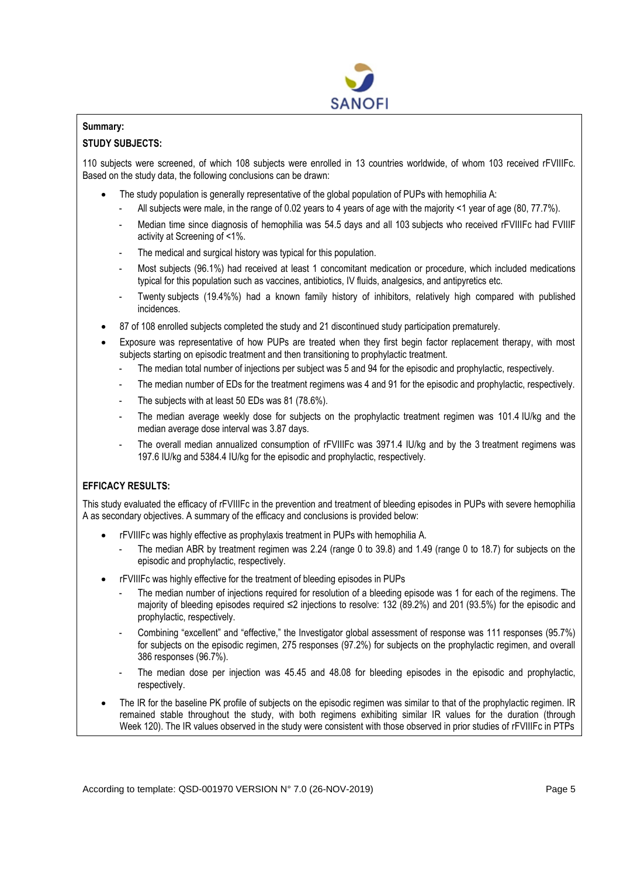**Summary:**

**STUDY SUBJECTS:**

110 subjects were screened, of which 108 subjects were enrolled in 13 countries worldwide, of whom 103 received rFVIIIFc. Based on the study data, the following conclusions can be drawn:

- The study population is generally representative of the global population of PUPs with hemophilia A:
  - All subjects were male, in the range of 0.02 years to 4 years of age with the majority <1 year of age (80, 77.7%).
  - Median time since diagnosis of hemophilia was 54.5 days and all 103 subjects who received rFVIIIFc had FVIIIF activity at Screening of <1%.
  - The medical and surgical history was typical for this population.
  - Most subjects (96.1%) had received at least 1 concomitant medication or procedure, which included medications typical for this population such as vaccines, antibiotics, IV fluids, analgesics, and antipyretics etc.
  - Twenty subjects (19.4%%) had a known family history of inhibitors, relatively high compared with published incidences.
- 87 of 108 enrolled subjects completed the study and 21 discontinued study participation prematurely.
- Exposure was representative of how PUPs are treated when they first begin factor replacement therapy, with most subjects starting on episodic treatment and then transitioning to prophylactic treatment.
  - The median total number of injections per subject was 5 and 94 for the episodic and prophylactic, respectively.
  - The median number of EDs for the treatment regimens was 4 and 91 for the episodic and prophylactic, respectively.
  - The subjects with at least 50 EDs was 81 (78.6%).
  - The median average weekly dose for subjects on the prophylactic treatment regimen was 101.4 IU/kg and the median average dose interval was 3.87 days.
  - The overall median annualized consumption of rFVIIIFc was 3971.4 IU/kg and by the 3 treatment regimens was 197.6 IU/kg and 5384.4 IU/kg for the episodic and prophylactic, respectively.

**EFFICACY RESULTS:**

This study evaluated the efficacy of rFVIIIFc in the prevention and treatment of bleeding episodes in PUPs with severe hemophilia A as secondary objectives. A summary of the efficacy and conclusions is provided below:

- rFVIIIFc was highly effective as prophylaxis treatment in PUPs with hemophilia A.
  - The median ABR by treatment regimen was 2.24 (range 0 to 39.8) and 1.49 (range 0 to 18.7) for subjects on the episodic and prophylactic, respectively.
- rFVIIIFc was highly effective for the treatment of bleeding episodes in PUPs
  - The median number of injections required for resolution of a bleeding episode was 1 for each of the regimens. The majority of bleeding episodes required ≤2 injections to resolve: 132 (89.2%) and 201 (93.5%) for the episodic and prophylactic, respectively.
  - Combining "excellent" and "effective," the Investigator global assessment of response was 111 responses (95.7%) for subjects on the episodic regimen, 275 responses (97.2%) for subjects on the prophylactic regimen, and overall 386 responses (96.7%).
  - The median dose per injection was 45.45 and 48.08 for bleeding episodes in the episodic and prophylactic, respectively.
- The IR for the baseline PK profile of subjects on the episodic regimen was similar to that of the prophylactic regimen. IR remained stable throughout the study, with both regimens exhibiting similar IR values for the duration (through Week 120). The IR values observed in the study were consistent with those observed in prior studies of rFVIIIFc in PTPs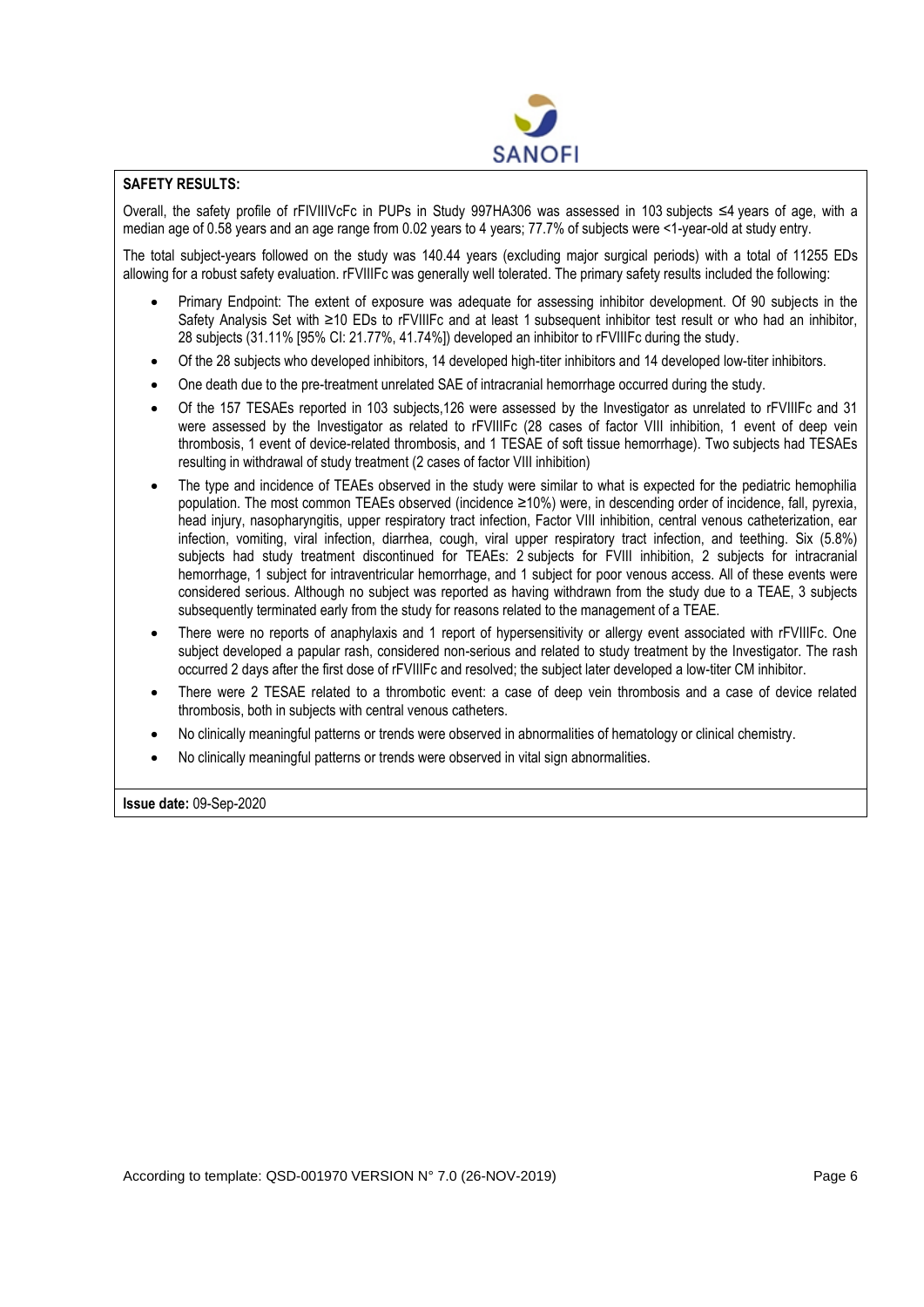**SAFETY RESULTS:**

Overall, the safety profile of rFIVIIIVcFc in PUPs in Study 997HA306 was assessed in 103 subjects ≤4 years of age, with a median age of 0.58 years and an age range from 0.02 years to 4 years; 77.7% of subjects were <1-year-old at study entry.

The total subject-years followed on the study was 140.44 years (excluding major surgical periods) with a total of 11255 EDs allowing for a robust safety evaluation. rFVIIIFc was generally well tolerated. The primary safety results included the following:

- Primary Endpoint: The extent of exposure was adequate for assessing inhibitor development. Of 90 subjects in the Safety Analysis Set with ≥10 EDs to rFVIIIFc and at least 1 subsequent inhibitor test result or who had an inhibitor, 28 subjects (31.11% [95% CI: 21.77%, 41.74%]) developed an inhibitor to rFVIIIFc during the study.
- Of the 28 subjects who developed inhibitors, 14 developed high-titer inhibitors and 14 developed low-titer inhibitors.
- One death due to the pre-treatment unrelated SAE of intracranial hemorrhage occurred during the study.
- Of the 157 TESAEs reported in 103 subjects,126 were assessed by the Investigator as unrelated to rFVIIIFc and 31 were assessed by the Investigator as related to rFVIIIFc (28 cases of factor VIII inhibition, 1 event of deep vein thrombosis, 1 event of device-related thrombosis, and 1 TESAE of soft tissue hemorrhage). Two subjects had TESAEs resulting in withdrawal of study treatment (2 cases of factor VIII inhibition)
- The type and incidence of TEAEs observed in the study were similar to what is expected for the pediatric hemophilia population. The most common TEAEs observed (incidence ≥10%) were, in descending order of incidence, fall, pyrexia, head injury, nasopharyngitis, upper respiratory tract infection, Factor VIII inhibition, central venous catheterization, ear infection, vomiting, viral infection, diarrhea, cough, viral upper respiratory tract infection, and teething. Six (5.8%) subjects had study treatment discontinued for TEAEs: 2 subjects for FVIII inhibition, 2 subjects for intracranial hemorrhage, 1 subject for intraventricular hemorrhage, and 1 subject for poor venous access. All of these events were considered serious. Although no subject was reported as having withdrawn from the study due to a TEAE, 3 subjects subsequently terminated early from the study for reasons related to the management of a TEAE.
- There were no reports of anaphylaxis and 1 report of hypersensitivity or allergy event associated with rFVIIIFc. One subject developed a papular rash, considered non-serious and related to study treatment by the Investigator. The rash occurred 2 days after the first dose of rFVIIIFc and resolved; the subject later developed a low-titer CM inhibitor.
- There were 2 TESAE related to a thrombotic event: a case of deep vein thrombosis and a case of device related thrombosis, both in subjects with central venous catheters.
- No clinically meaningful patterns or trends were observed in abnormalities of hematology or clinical chemistry.
- No clinically meaningful patterns or trends were observed in vital sign abnormalities.

**Issue date:** 09-Sep-2020

According to template: QSD-001970 VERSION N° 7.0 (26-NOV-2019)